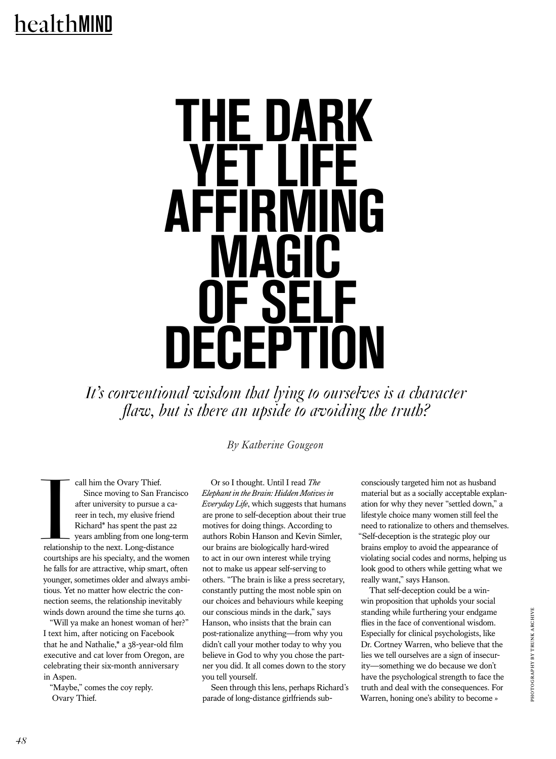# THE DARK YET LIFE AFFIRMING MAGIC OF SELF DECEPTION

*It's conventional wisdom that lying to ourselves is a character flaw, but is there an upside to avoiding the truth?*

*By Katherine Gougeon*

I call him the Ovary Thief.

Since moving to San Francisco after university to pursue a career in tech, my elusive friend Richard* has spent the past 22 years ambling from one long-term relationship to the next. Long-distance courtships are his specialty, and the women he falls for are attractive, whip smart, often younger, sometimes older and always ambitious. Yet no matter how electric the connection seems, the relationship inevitably winds down around the time she turns 40.

"Will ya make an honest woman of her?" I text him, after noticing on Facebook that he and Nathalie,* a 38-year-old film executive and cat lover from Oregon, are celebrating their six-month anniversary in Aspen.

"Maybe," comes the coy reply.

Ovary Thief.

Or so I thought. Until I read *The Elephant in the Brain: Hidden Motives in Everyday Life*, which suggests that humans are prone to self-deception about their true motives for doing things. According to authors Robin Hanson and Kevin Simler, our brains are biologically hard-wired to act in our own interest while trying not to make us appear self-serving to others. "The brain is like a press secretary, constantly putting the most noble spin on our choices and behaviours while keeping our conscious minds in the dark," says Hanson, who insists that the brain can post-rationalize anything—from why you didn't call your mother today to why you believe in God to why you chose the partner you did. It all comes down to the story you tell yourself.

Seen through this lens, perhaps Richard's parade of long-distance girlfriends subconsciously targeted him not as husband material but as a socially acceptable explanation for why they never "settled down," a lifestyle choice many women still feel the need to rationalize to others and themselves. "Self-deception is the strategic ploy our brains employ to avoid the appearance of violating social codes and norms, helping us look good to others while getting what we really want," says Hanson.

That self-deception could be a win-win proposition that upholds your social standing while furthering your endgame flies in the face of conventional wisdom. Especially for clinical psychologists, like Dr. Cortney Warren, who believe that the lies we tell ourselves are a sign of insecurity—something we do because we don't have the psychological strength to face the truth and deal with the consequences. For Warren, honing one's ability to become »

PHOTOGRAPHY BY TRUNK ARCHIVE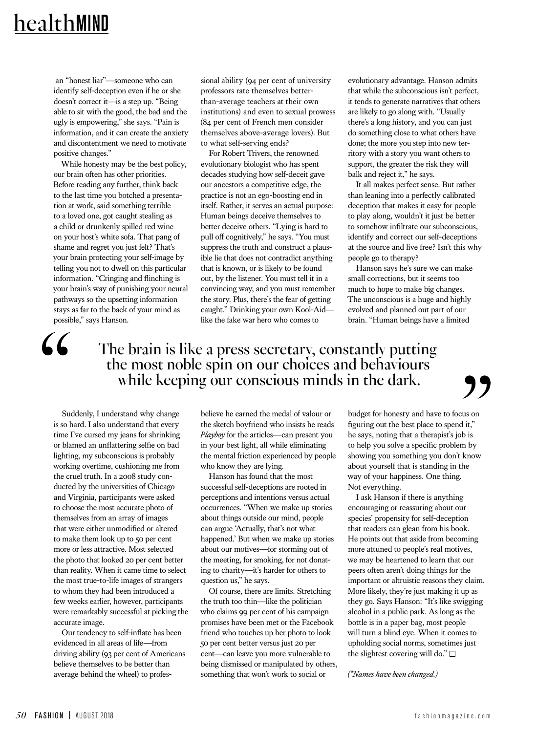an "honest liar"—someone who can identify self-deception even if he or she doesn't correct it—is a step up. "Being able to sit with the good, the bad and the ugly is empowering," she says. "Pain is information, and it can create the anxiety and discontentment we need to motivate positive changes."

While honesty may be the best policy, our brain often has other priorities. Before reading any further, think back to the last time you botched a presentation at work, said something terrible to a loved one, got caught stealing as a child or drunkenly spilled red wine on your host's white sofa. That pang of shame and regret you just felt? That's your brain protecting your self-image by telling you not to dwell on this particular information. "Cringing and flinching is your brain's way of punishing your neural pathways so the upsetting information stays as far to the back of your mind as possible," says Hanson.

> "The brain is like a press secretary, constantly putting the most noble spin on our choices and behaviours while keeping our conscious minds in the dark."

Suddenly, I understand why change is so hard. I also understand that every time I've cursed my jeans for shrinking or blamed an unflattering selfie on bad lighting, my subconscious is probably working overtime, cushioning me from the cruel truth. In a 2008 study conducted by the universities of Chicago and Virginia, participants were asked to choose the most accurate photo of themselves from an array of images that were either unmodified or altered to make them look up to 50 per cent more or less attractive. Most selected the photo that looked 20 per cent better than reality. When it came time to select the most true-to-life images of strangers to whom they had been introduced a few weeks earlier, however, participants were remarkably successful at picking the accurate image.

Our tendency to self-inflate has been evidenced in all areas of life—from driving ability (93 per cent of Americans believe themselves to be better than average behind the wheel) to professional ability (94 per cent of university professors rate themselves better-than-average teachers at their own institutions) and even to sexual prowess (84 per cent of French men consider themselves above-average lovers). But to what self-serving ends?

For Robert Trivers, the renowned evolutionary biologist who has spent decades studying how self-deceit gave our ancestors a competitive edge, the practice is not an ego-boosting end in itself. Rather, it serves an actual purpose: Human beings deceive themselves to better deceive others. "Lying is hard to pull off cognitively," he says. "You must suppress the truth and construct a plausible lie that does not contradict anything that is known, or is likely to be found out, by the listener. You must tell it in a convincing way, and you must remember the story. Plus, there's the fear of getting caught." Drinking your own Kool-Aid—like the fake war hero who comes to believe he earned the medal of valour or the sketch boyfriend who insists he reads *Playboy* for the articles—can present you in your best light, all while eliminating the mental friction experienced by people who know they are lying.

Hanson has found that the most successful self-deceptions are rooted in perceptions and intentions versus actual occurrences. "When we make up stories about things outside our mind, people can argue 'Actually, that's not what happened.' But when we make up stories about our motives—for storming out of the meeting, for smoking, for not donating to charity—it's harder for others to question us," he says.

Of course, there are limits. Stretching the truth too thin—like the politician who claims 99 per cent of his campaign promises have been met or the Facebook friend who touches up her photo to look 50 per cent better versus just 20 per cent—can leave you more vulnerable to being dismissed or manipulated by others, something that won't work to social or evolutionary advantage. Hanson admits that while the subconscious isn't perfect, it tends to generate narratives that others are likely to go along with. "Usually there's a long history, and you can just do something close to what others have done; the more you step into new territory with a story you want others to support, the greater the risk they will balk and reject it," he says.

It all makes perfect sense. But rather than leaning into a perfectly calibrated deception that makes it easy for people to play along, wouldn't it just be better to somehow infiltrate our subconscious, identify and correct our self-deceptions at the source and live free? Isn't this why people go to therapy?

Hanson says he's sure we can make small corrections, but it seems too much to hope to make big changes. The unconscious is a huge and highly evolved and planned out part of our brain. "Human beings have a limited budget for honesty and have to focus on figuring out the best place to spend it," he says, noting that a therapist's job is to help you solve a specific problem by showing you something you don't know about yourself that is standing in the way of your happiness. One thing. Not everything.

I ask Hanson if there is anything encouraging or reassuring about our species' propensity for self-deception that readers can glean from his book. He points out that aside from becoming more attuned to people's real motives, we may be heartened to learn that our peers often aren't doing things for the important or altruistic reasons they claim. More likely, they're just making it up as they go. Says Hanson: "It's like swigging alcohol in a public park. As long as the bottle is in a paper bag, most people will turn a blind eye. When it comes to upholding social norms, sometimes just the slightest covering will do." □

*(\*Names have been changed.)*